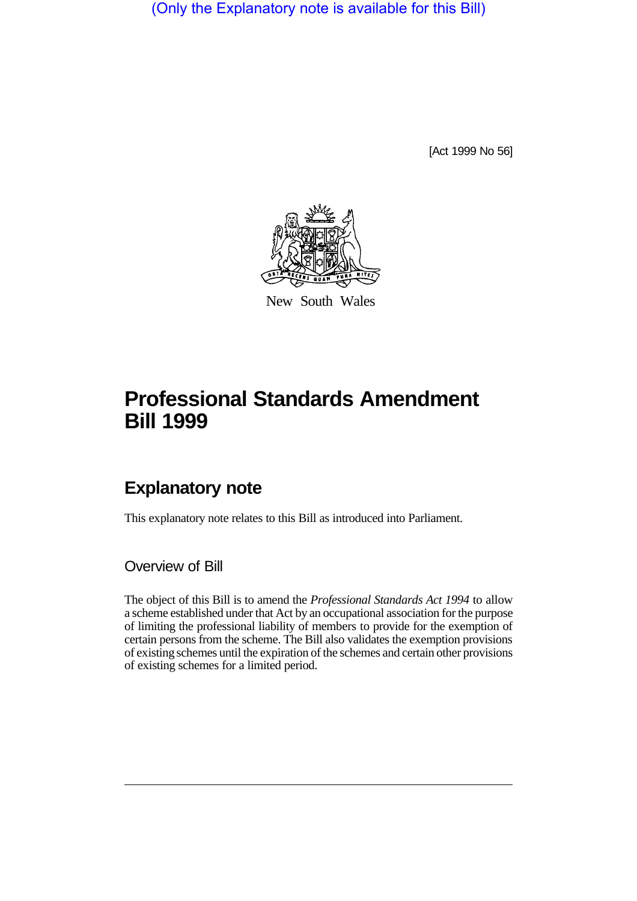(Only the Explanatory note is available for this Bill)

[Act 1999 No 56]

New South Wales

# Professional Standards Amendment Bill 1999

## Explanatory note

This explanatory note relates to this Bill as introduced into Parliament.

### Overview of Bill

The object of this Bill is to amend the *Professional Standards Act 1994* to allow a scheme established under that Act by an occupational association for the purpose of limiting the professional liability of members to provide for the exemption of certain persons from the scheme. The Bill also validates the exemption provisions of existing schemes until the expiration of the schemes and certain other provisions of existing schemes for a limited period.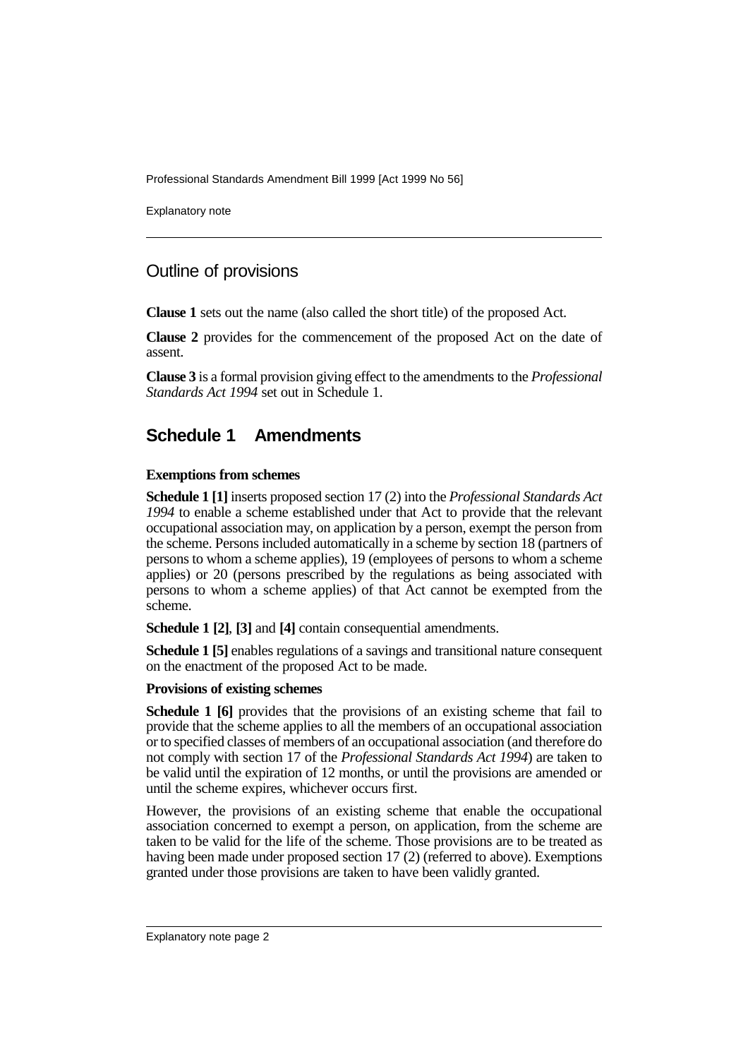## Outline of provisions

**Clause 1** sets out the name (also called the short title) of the proposed Act.

**Clause 2** provides for the commencement of the proposed Act on the date of assent.

**Clause 3** is a formal provision giving effect to the amendments to the *Professional Standards Act 1994* set out in Schedule 1.

## Schedule 1 Amendments

**Exemptions from schemes**

**Schedule 1 [1]** inserts proposed section 17 (2) into the *Professional Standards Act 1994* to enable a scheme established under that Act to provide that the relevant occupational association may, on application by a person, exempt the person from the scheme. Persons included automatically in a scheme by section 18 (partners of persons to whom a scheme applies), 19 (employees of persons to whom a scheme applies) or 20 (persons prescribed by the regulations as being associated with persons to whom a scheme applies) of that Act cannot be exempted from the scheme.

**Schedule 1 [2]**, **[3]** and **[4]** contain consequential amendments.

**Schedule 1 [5]** enables regulations of a savings and transitional nature consequent on the enactment of the proposed Act to be made.

**Provisions of existing schemes**

**Schedule 1 [6]** provides that the provisions of an existing scheme that fail to provide that the scheme applies to all the members of an occupational association or to specified classes of members of an occupational association (and therefore do not comply with section 17 of the *Professional Standards Act 1994*) are taken to be valid until the expiration of 12 months, or until the provisions are amended or until the scheme expires, whichever occurs first.

However, the provisions of an existing scheme that enable the occupational association concerned to exempt a person, on application, from the scheme are taken to be valid for the life of the scheme. Those provisions are to be treated as having been made under proposed section 17 (2) (referred to above). Exemptions granted under those provisions are taken to have been validly granted.